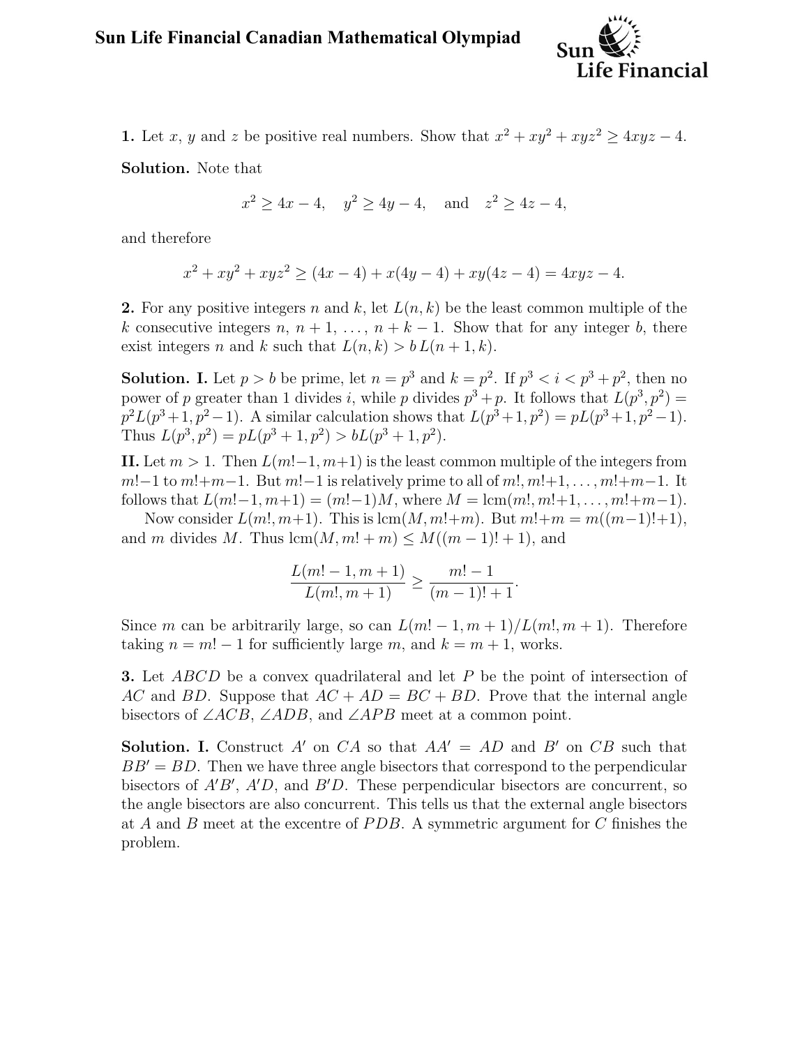# Sun Life Financial Canadian Mathematical Olympiad

**1.** Let $x$, $y$ and $z$ be positive real numbers. Show that $x^2 + xy^2 + xyz^2 \geq 4xyz - 4$.

**Solution.** Note that

$$x^2 \geq 4x - 4, \quad y^2 \geq 4y - 4, \quad \text{and} \quad z^2 \geq 4z - 4,$$

and therefore

$$x^2 + xy^2 + xyz^2 \geq (4x - 4) + x(4y - 4) + xy(4z - 4) = 4xyz - 4.$$

**2.** For any positive integers $n$ and $k$, let $L(n, k)$ be the least common multiple of the $k$ consecutive integers $n$, $n + 1$, $\ldots$, $n + k - 1$. Show that for any integer $b$, there exist integers $n$ and $k$ such that $L(n, k) > b\, L(n + 1, k)$.

**Solution. I.** Let $p > b$ be prime, let $n = p^3$ and $k = p^2$. If $p^3 < i < p^3 + p^2$, then no power of $p$ greater than 1 divides $i$, while $p$ divides $p^3 + p$. It follows that $L(p^3, p^2) = p^2 L(p^3 + 1, p^2 - 1)$. A similar calculation shows that $L(p^3 + 1, p^2) = pL(p^3 + 1, p^2 - 1)$. Thus $L(p^3, p^2) = pL(p^3 + 1, p^2) > bL(p^3 + 1, p^2)$.

**II.** Let $m > 1$. Then $L(m!-1, m+1)$ is the least common multiple of the integers from $m!-1$ to $m!+m-1$. But $m!-1$ is relatively prime to all of $m!, m!+1, \ldots, m!+m-1$. It follows that $L(m!-1, m+1) = (m!-1)M$, where $M = \text{lcm}(m!, m!+1, \ldots, m!+m-1)$.

Now consider $L(m!, m+1)$. This is $\text{lcm}(M, m!+m)$. But $m!+m = m((m-1)!+1)$, and $m$ divides $M$. Thus $\text{lcm}(M, m! + m) \leq M((m - 1)! + 1)$, and

$$\frac{L(m! - 1, m + 1)}{L(m!, m + 1)} \geq \frac{m! - 1}{(m - 1)! + 1}.$$

Since $m$ can be arbitrarily large, so can $L(m! - 1, m + 1)/L(m!, m + 1)$. Therefore taking $n = m! - 1$ for sufficiently large $m$, and $k = m + 1$, works.

**3.** Let $ABCD$ be a convex quadrilateral and let $P$ be the point of intersection of $AC$ and $BD$. Suppose that $AC + AD = BC + BD$. Prove that the internal angle bisectors of $\angle ACB$, $\angle ADB$, and $\angle APB$ meet at a common point.

**Solution. I.** Construct $A'$ on $CA$ so that $AA' = AD$ and $B'$ on $CB$ such that $BB' = BD$. Then we have three angle bisectors that correspond to the perpendicular bisectors of $A'B'$, $A'D$, and $B'D$. These perpendicular bisectors are concurrent, so the angle bisectors are also concurrent. This tells us that the external angle bisectors at $A$ and $B$ meet at the excentre of $PDB$. A symmetric argument for $C$ finishes the problem.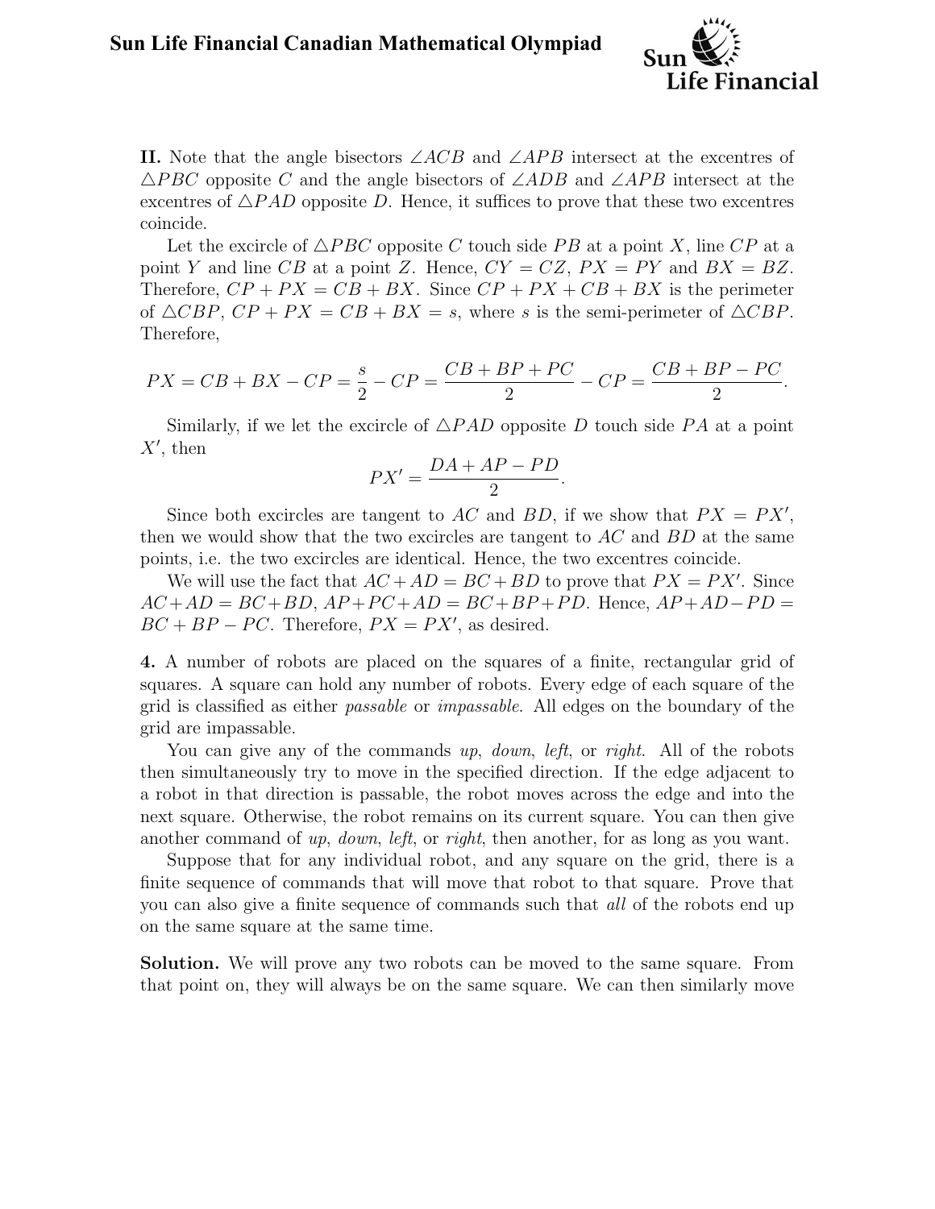**II.** Note that the angle bisectors $\angle ACB$ and $\angle APB$ intersect at the excentres of $\triangle PBC$ opposite $C$ and the angle bisectors of $\angle ADB$ and $\angle APB$ intersect at the excentres of $\triangle PAD$ opposite $D$. Hence, it suffices to prove that these two excentres coincide.

Let the excircle of $\triangle PBC$ opposite $C$ touch side $PB$ at a point $X$, line $CP$ at a point $Y$ and line $CB$ at a point $Z$. Hence, $CY = CZ$, $PX = PY$ and $BX = BZ$. Therefore, $CP + PX = CB + BX$. Since $CP + PX + CB + BX$ is the perimeter of $\triangle CBP$, $CP + PX = CB + BX = s$, where $s$ is the semi-perimeter of $\triangle CBP$. Therefore,

$$PX = CB + BX - CP = \frac{s}{2} - CP = \frac{CB + BP + PC}{2} - CP = \frac{CB + BP - PC}{2}.$$

Similarly, if we let the excircle of $\triangle PAD$ opposite $D$ touch side $PA$ at a point $X'$, then

$$PX' = \frac{DA + AP - PD}{2}.$$

Since both excircles are tangent to $AC$ and $BD$, if we show that $PX = PX'$, then we would show that the two excircles are tangent to $AC$ and $BD$ at the same points, i.e. the two excircles are identical. Hence, the two excentres coincide.

We will use the fact that $AC + AD = BC + BD$ to prove that $PX = PX'$. Since $AC + AD = BC + BD$, $AP + PC + AD = BC + BP + PD$. Hence, $AP + AD - PD = BC + BP - PC$. Therefore, $PX = PX'$, as desired.

**4.** A number of robots are placed on the squares of a finite, rectangular grid of squares. A square can hold any number of robots. Every edge of each square of the grid is classified as either *passable* or *impassable*. All edges on the boundary of the grid are impassable.

You can give any of the commands *up*, *down*, *left*, or *right*. All of the robots then simultaneously try to move in the specified direction. If the edge adjacent to a robot in that direction is passable, the robot moves across the edge and into the next square. Otherwise, the robot remains on its current square. You can then give another command of *up*, *down*, *left*, or *right*, then another, for as long as you want.

Suppose that for any individual robot, and any square on the grid, there is a finite sequence of commands that will move that robot to that square. Prove that you can also give a finite sequence of commands such that *all* of the robots end up on the same square at the same time.

**Solution.** We will prove any two robots can be moved to the same square. From that point on, they will always be on the same square. We can then similarly move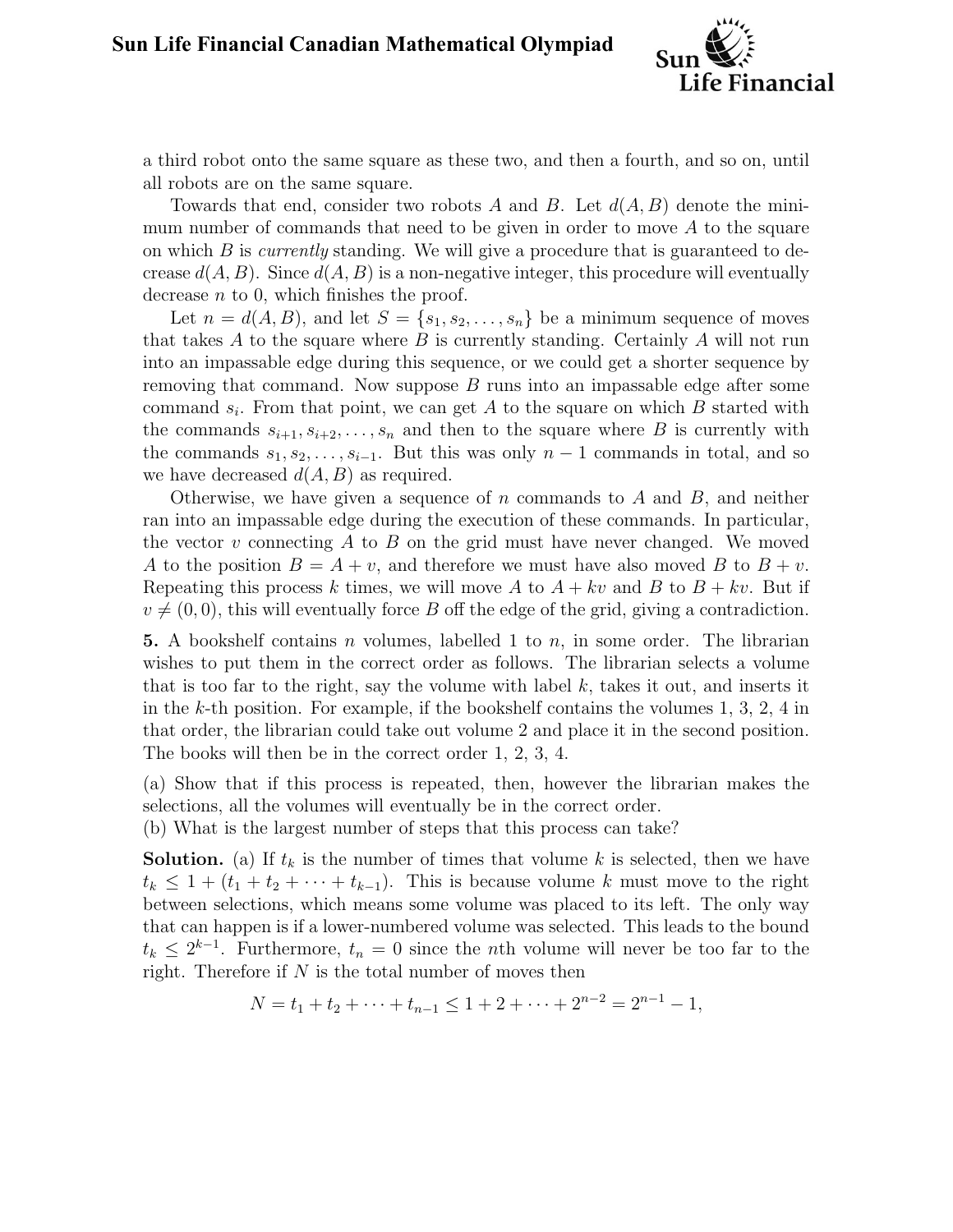a third robot onto the same square as these two, and then a fourth, and so on, until all robots are on the same square.

Towards that end, consider two robots $A$ and $B$. Let $d(A, B)$ denote the minimum number of commands that need to be given in order to move $A$ to the square on which $B$ is *currently* standing. We will give a procedure that is guaranteed to decrease $d(A, B)$. Since $d(A, B)$ is a non-negative integer, this procedure will eventually decrease $n$ to 0, which finishes the proof.

Let $n = d(A, B)$, and let $S = \{s_1, s_2, \ldots, s_n\}$ be a minimum sequence of moves that takes $A$ to the square where $B$ is currently standing. Certainly $A$ will not run into an impassable edge during this sequence, or we could get a shorter sequence by removing that command. Now suppose $B$ runs into an impassable edge after some command $s_i$. From that point, we can get $A$ to the square on which $B$ started with the commands $s_{i+1}, s_{i+2}, \ldots, s_n$ and then to the square where $B$ is currently with the commands $s_1, s_2, \ldots, s_{i-1}$. But this was only $n - 1$ commands in total, and so we have decreased $d(A, B)$ as required.

Otherwise, we have given a sequence of $n$ commands to $A$ and $B$, and neither ran into an impassable edge during the execution of these commands. In particular, the vector $v$ connecting $A$ to $B$ on the grid must have never changed. We moved $A$ to the position $B = A + v$, and therefore we must have also moved $B$ to $B + v$. Repeating this process $k$ times, we will move $A$ to $A + kv$ and $B$ to $B + kv$. But if $v \neq (0, 0)$, this will eventually force $B$ off the edge of the grid, giving a contradiction.

**5.** A bookshelf contains $n$ volumes, labelled 1 to $n$, in some order. The librarian wishes to put them in the correct order as follows. The librarian selects a volume that is too far to the right, say the volume with label $k$, takes it out, and inserts it in the $k$-th position. For example, if the bookshelf contains the volumes 1, 3, 2, 4 in that order, the librarian could take out volume 2 and place it in the second position. The books will then be in the correct order 1, 2, 3, 4.

(a) Show that if this process is repeated, then, however the librarian makes the selections, all the volumes will eventually be in the correct order.
(b) What is the largest number of steps that this process can take?

**Solution.** (a) If $t_k$ is the number of times that volume $k$ is selected, then we have $t_k \leq 1 + (t_1 + t_2 + \cdots + t_{k-1})$. This is because volume $k$ must move to the right between selections, which means some volume was placed to its left. The only way that can happen is if a lower-numbered volume was selected. This leads to the bound $t_k \leq 2^{k-1}$. Furthermore, $t_n = 0$ since the $n$th volume will never be too far to the right. Therefore if $N$ is the total number of moves then

$$N = t_1 + t_2 + \cdots + t_{n-1} \leq 1 + 2 + \cdots + 2^{n-2} = 2^{n-1} - 1,$$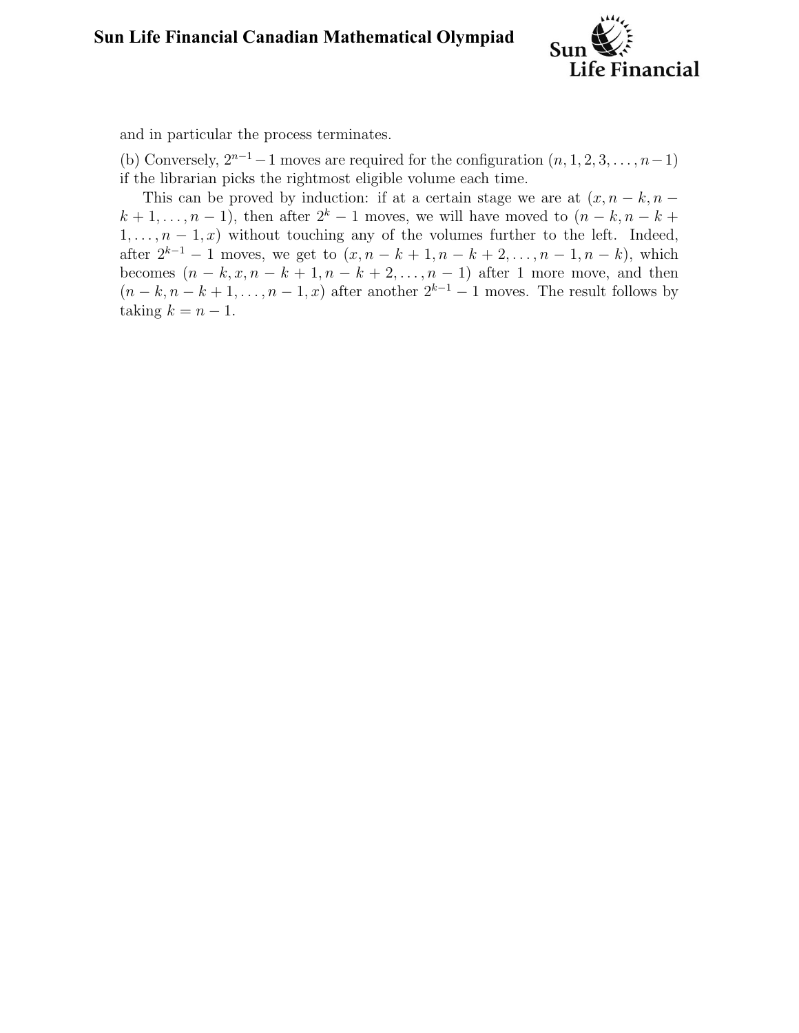and in particular the process terminates.

(b) Conversely, $2^{n-1}-1$ moves are required for the configuration $(n, 1, 2, 3, \ldots, n-1)$ if the librarian picks the rightmost eligible volume each time.

This can be proved by induction: if at a certain stage we are at $(x, n-k, n-k+1, \ldots, n-1)$, then after $2^k - 1$ moves, we will have moved to $(n-k, n-k+1, \ldots, n-1, x)$ without touching any of the volumes further to the left. Indeed, after $2^{k-1} - 1$ moves, we get to $(x, n-k+1, n-k+2, \ldots, n-1, n-k)$, which becomes $(n-k, x, n-k+1, n-k+2, \ldots, n-1)$ after 1 more move, and then $(n-k, n-k+1, \ldots, n-1, x)$ after another $2^{k-1} - 1$ moves. The result follows by taking $k = n-1$.